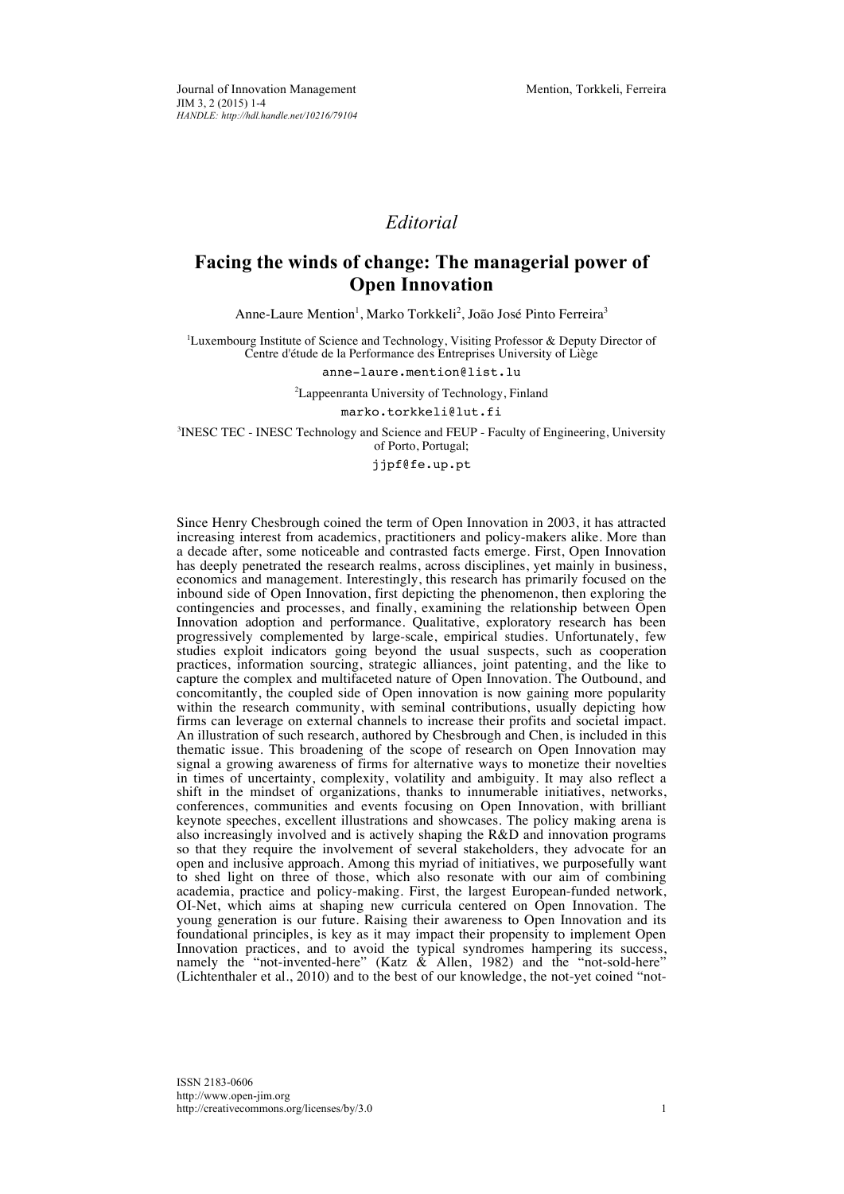*Editorial*

# Facing the winds of change: The managerial power of Open Innovation

Anne-Laure Mention[1], Marko Torkkeli[2], João José Pinto Ferreira[3]

[1]Luxembourg Institute of Science and Technology, Visiting Professor & Deputy Director of Centre d'étude de la Performance des Entreprises University of Liège

anne-laure.mention@list.lu

[2]Lappeenranta University of Technology, Finland

marko.torkkeli@lut.fi

[3]INESC TEC - INESC Technology and Science and FEUP - Faculty of Engineering, University of Porto, Portugal;

jjpf@fe.up.pt

Since Henry Chesbrough coined the term of Open Innovation in 2003, it has attracted increasing interest from academics, practitioners and policy-makers alike. More than a decade after, some noticeable and contrasted facts emerge. First, Open Innovation has deeply penetrated the research realms, across disciplines, yet mainly in business, economics and management. Interestingly, this research has primarily focused on the inbound side of Open Innovation, first depicting the phenomenon, then exploring the contingencies and processes, and finally, examining the relationship between Open Innovation adoption and performance. Qualitative, exploratory research has been progressively complemented by large-scale, empirical studies. Unfortunately, few studies exploit indicators going beyond the usual suspects, such as cooperation practices, information sourcing, strategic alliances, joint patenting, and the like to capture the complex and multifaceted nature of Open Innovation. The Outbound, and concomitantly, the coupled side of Open innovation is now gaining more popularity within the research community, with seminal contributions, usually depicting how firms can leverage on external channels to increase their profits and societal impact. An illustration of such research, authored by Chesbrough and Chen, is included in this thematic issue. This broadening of the scope of research on Open Innovation may signal a growing awareness of firms for alternative ways to monetize their novelties in times of uncertainty, complexity, volatility and ambiguity. It may also reflect a shift in the mindset of organizations, thanks to innumerable initiatives, networks, conferences, communities and events focusing on Open Innovation, with brilliant keynote speeches, excellent illustrations and showcases. The policy making arena is also increasingly involved and is actively shaping the R&D and innovation programs so that they require the involvement of several stakeholders, they advocate for an open and inclusive approach. Among this myriad of initiatives, we purposefully want to shed light on three of those, which also resonate with our aim of combining academia, practice and policy-making. First, the largest European-funded network, OI-Net, which aims at shaping new curricula centered on Open Innovation. The young generation is our future. Raising their awareness to Open Innovation and its foundational principles, is key as it may impact their propensity to implement Open Innovation practices, and to avoid the typical syndromes hampering its success, namely the "not-invented-here" (Katz & Allen, 1982) and the "not-sold-here" (Lichtenthaler et al., 2010) and to the best of our knowledge, the not-yet coined "not-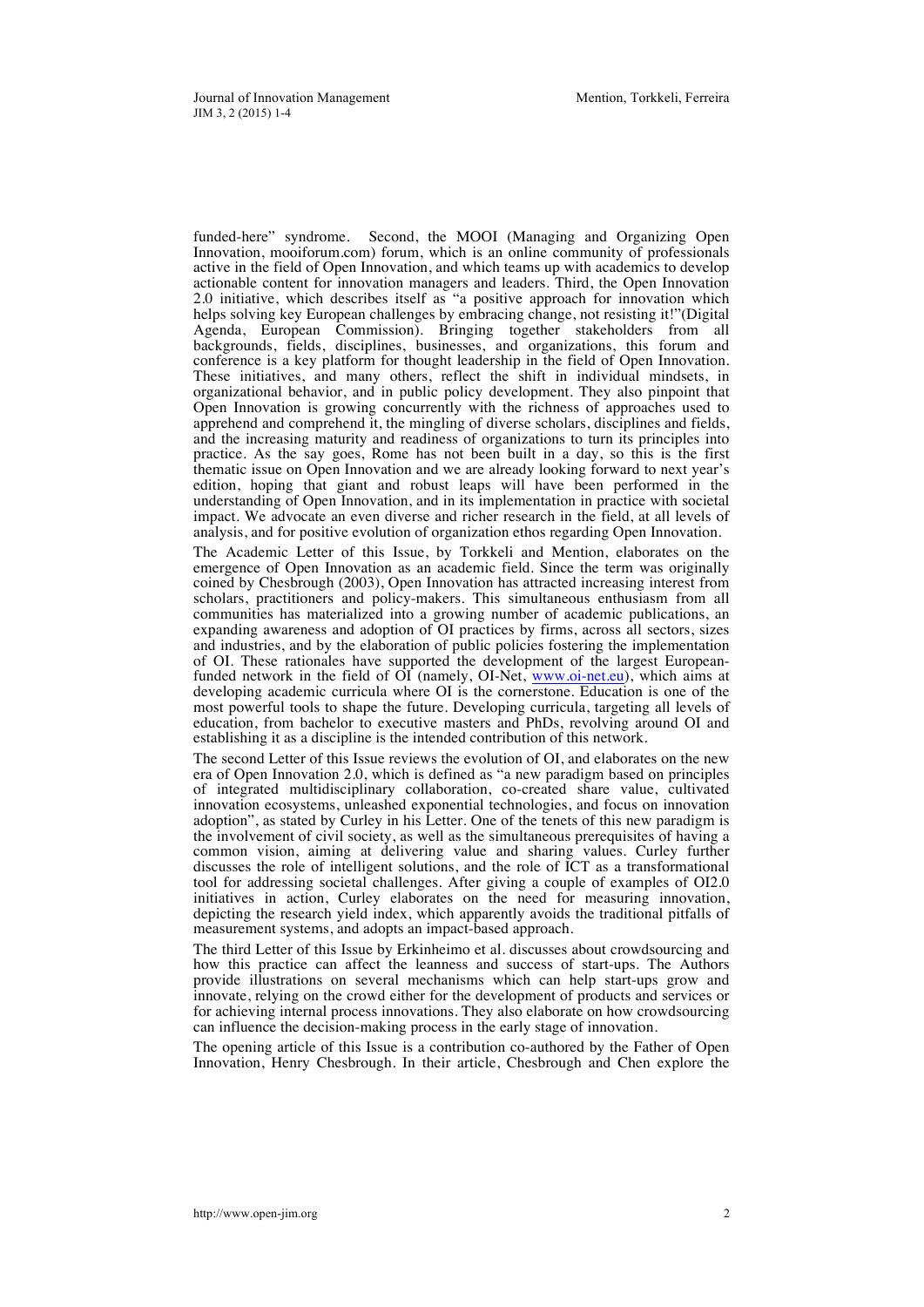funded-here" syndrome. Second, the MOOI (Managing and Organizing Open Innovation, mooiforum.com) forum, which is an online community of professionals active in the field of Open Innovation, and which teams up with academics to develop actionable content for innovation managers and leaders. Third, the Open Innovation 2.0 initiative, which describes itself as "a positive approach for innovation which helps solving key European challenges by embracing change, not resisting it!"(Digital Agenda, European Commission). Bringing together stakeholders from all backgrounds, fields, disciplines, businesses, and organizations, this forum and conference is a key platform for thought leadership in the field of Open Innovation. These initiatives, and many others, reflect the shift in individual mindsets, in organizational behavior, and in public policy development. They also pinpoint that Open Innovation is growing concurrently with the richness of approaches used to apprehend and comprehend it, the mingling of diverse scholars, disciplines and fields, and the increasing maturity and readiness of organizations to turn its principles into practice. As the say goes, Rome has not been built in a day, so this is the first thematic issue on Open Innovation and we are already looking forward to next year's edition, hoping that giant and robust leaps will have been performed in the understanding of Open Innovation, and in its implementation in practice with societal impact. We advocate an even diverse and richer research in the field, at all levels of analysis, and for positive evolution of organization ethos regarding Open Innovation.

The Academic Letter of this Issue, by Torkkeli and Mention, elaborates on the emergence of Open Innovation as an academic field. Since the term was originally coined by Chesbrough (2003), Open Innovation has attracted increasing interest from scholars, practitioners and policy-makers. This simultaneous enthusiasm from all communities has materialized into a growing number of academic publications, an expanding awareness and adoption of OI practices by firms, across all sectors, sizes and industries, and by the elaboration of public policies fostering the implementation of OI. These rationales have supported the development of the largest European-funded network in the field of OI (namely, OI-Net, www.oi-net.eu), which aims at developing academic curricula where OI is the cornerstone. Education is one of the most powerful tools to shape the future. Developing curricula, targeting all levels of education, from bachelor to executive masters and PhDs, revolving around OI and establishing it as a discipline is the intended contribution of this network.

The second Letter of this Issue reviews the evolution of OI, and elaborates on the new era of Open Innovation 2.0, which is defined as "a new paradigm based on principles of integrated multidisciplinary collaboration, co-created share value, cultivated innovation ecosystems, unleashed exponential technologies, and focus on innovation adoption", as stated by Curley in his Letter. One of the tenets of this new paradigm is the involvement of civil society, as well as the simultaneous prerequisites of having a common vision, aiming at delivering value and sharing values. Curley further discusses the role of intelligent solutions, and the role of ICT as a transformational tool for addressing societal challenges. After giving a couple of examples of OI2.0 initiatives in action, Curley elaborates on the need for measuring innovation, depicting the research yield index, which apparently avoids the traditional pitfalls of measurement systems, and adopts an impact-based approach.

The third Letter of this Issue by Erkinheimo et al. discusses about crowdsourcing and how this practice can affect the leanness and success of start-ups. The Authors provide illustrations on several mechanisms which can help start-ups grow and innovate, relying on the crowd either for the development of products and services or for achieving internal process innovations. They also elaborate on how crowdsourcing can influence the decision-making process in the early stage of innovation.

The opening article of this Issue is a contribution co-authored by the Father of Open Innovation, Henry Chesbrough. In their article, Chesbrough and Chen explore the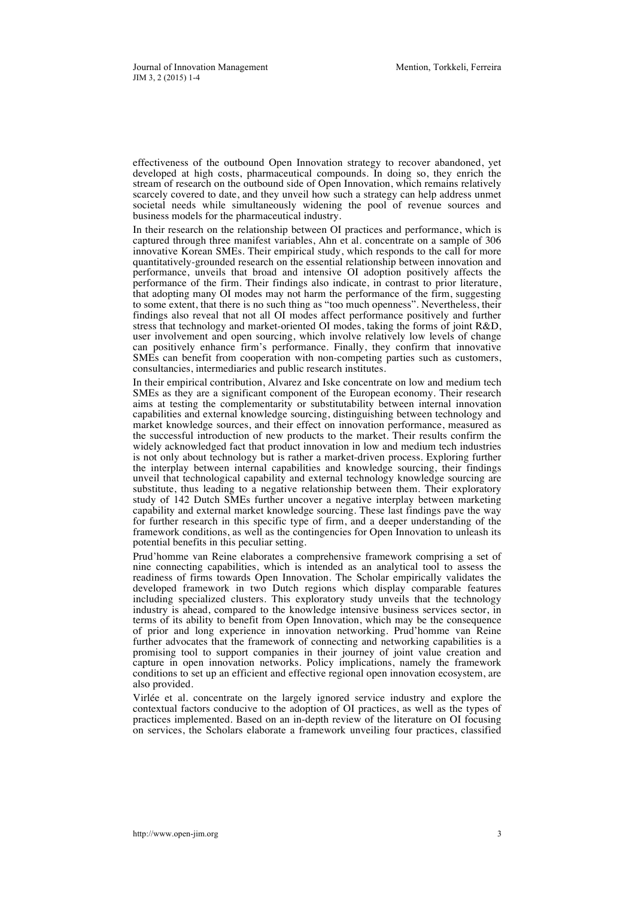effectiveness of the outbound Open Innovation strategy to recover abandoned, yet developed at high costs, pharmaceutical compounds. In doing so, they enrich the stream of research on the outbound side of Open Innovation, which remains relatively scarcely covered to date, and they unveil how such a strategy can help address unmet societal needs while simultaneously widening the pool of revenue sources and business models for the pharmaceutical industry.

In their research on the relationship between OI practices and performance, which is captured through three manifest variables, Ahn et al. concentrate on a sample of 306 innovative Korean SMEs. Their empirical study, which responds to the call for more quantitatively-grounded research on the essential relationship between innovation and performance, unveils that broad and intensive OI adoption positively affects the performance of the firm. Their findings also indicate, in contrast to prior literature, that adopting many OI modes may not harm the performance of the firm, suggesting to some extent, that there is no such thing as "too much openness". Nevertheless, their findings also reveal that not all OI modes affect performance positively and further stress that technology and market-oriented OI modes, taking the forms of joint R&D, user involvement and open sourcing, which involve relatively low levels of change can positively enhance firm's performance. Finally, they confirm that innovative SMEs can benefit from cooperation with non-competing parties such as customers, consultancies, intermediaries and public research institutes.

In their empirical contribution, Alvarez and Iske concentrate on low and medium tech SMEs as they are a significant component of the European economy. Their research aims at testing the complementarity or substitutability between internal innovation capabilities and external knowledge sourcing, distinguishing between technology and market knowledge sources, and their effect on innovation performance, measured as the successful introduction of new products to the market. Their results confirm the widely acknowledged fact that product innovation in low and medium tech industries is not only about technology but is rather a market-driven process. Exploring further the interplay between internal capabilities and knowledge sourcing, their findings unveil that technological capability and external technology knowledge sourcing are substitute, thus leading to a negative relationship between them. Their exploratory study of 142 Dutch SMEs further uncover a negative interplay between marketing capability and external market knowledge sourcing. These last findings pave the way for further research in this specific type of firm, and a deeper understanding of the framework conditions, as well as the contingencies for Open Innovation to unleash its potential benefits in this peculiar setting.

Prud'homme van Reine elaborates a comprehensive framework comprising a set of nine connecting capabilities, which is intended as an analytical tool to assess the readiness of firms towards Open Innovation. The Scholar empirically validates the developed framework in two Dutch regions which display comparable features including specialized clusters. This exploratory study unveils that the technology industry is ahead, compared to the knowledge intensive business services sector, in terms of its ability to benefit from Open Innovation, which may be the consequence of prior and long experience in innovation networking. Prud'homme van Reine further advocates that the framework of connecting and networking capabilities is a promising tool to support companies in their journey of joint value creation and capture in open innovation networks. Policy implications, namely the framework conditions to set up an efficient and effective regional open innovation ecosystem, are also provided.

Virlée et al. concentrate on the largely ignored service industry and explore the contextual factors conducive to the adoption of OI practices, as well as the types of practices implemented. Based on an in-depth review of the literature on OI focusing on services, the Scholars elaborate a framework unveiling four practices, classified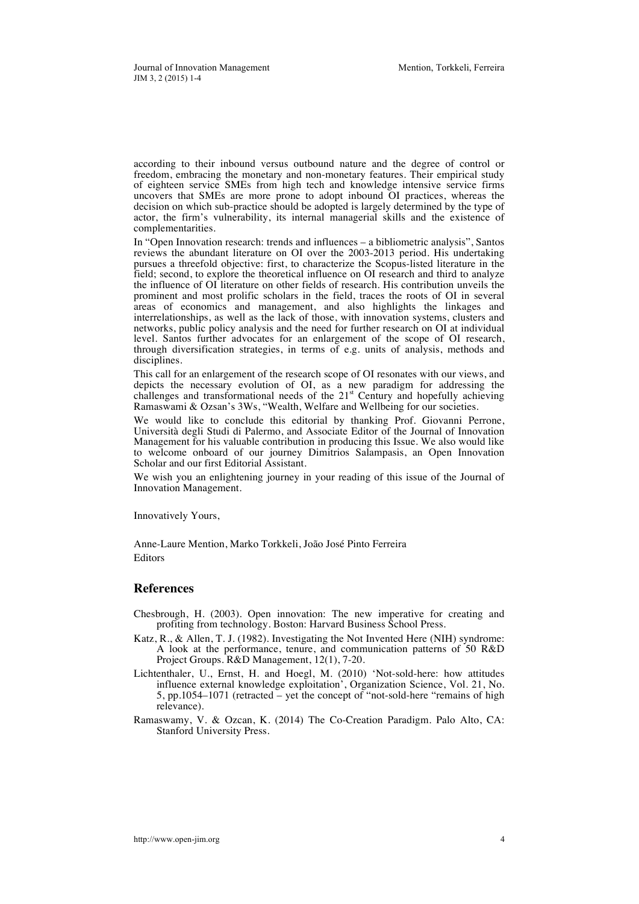according to their inbound versus outbound nature and the degree of control or freedom, embracing the monetary and non-monetary features. Their empirical study of eighteen service SMEs from high tech and knowledge intensive service firms uncovers that SMEs are more prone to adopt inbound OI practices, whereas the decision on which sub-practice should be adopted is largely determined by the type of actor, the firm's vulnerability, its internal managerial skills and the existence of complementarities.

In "Open Innovation research: trends and influences – a bibliometric analysis", Santos reviews the abundant literature on OI over the 2003-2013 period. His undertaking pursues a threefold objective: first, to characterize the Scopus-listed literature in the field; second, to explore the theoretical influence on OI research and third to analyze the influence of OI literature on other fields of research. His contribution unveils the prominent and most prolific scholars in the field, traces the roots of OI in several areas of economics and management, and also highlights the linkages and interrelationships, as well as the lack of those, with innovation systems, clusters and networks, public policy analysis and the need for further research on OI at individual level. Santos further advocates for an enlargement of the scope of OI research, through diversification strategies, in terms of e.g. units of analysis, methods and disciplines.

This call for an enlargement of the research scope of OI resonates with our views, and depicts the necessary evolution of OI, as a new paradigm for addressing the challenges and transformational needs of the 21st Century and hopefully achieving Ramaswami & Ozsan's 3Ws, "Wealth, Welfare and Wellbeing for our societies.

We would like to conclude this editorial by thanking Prof. Giovanni Perrone, Università degli Studi di Palermo, and Associate Editor of the Journal of Innovation Management for his valuable contribution in producing this Issue. We also would like to welcome onboard of our journey Dimitrios Salampasis, an Open Innovation Scholar and our first Editorial Assistant.

We wish you an enlightening journey in your reading of this issue of the Journal of Innovation Management.

Innovatively Yours,

Anne-Laure Mention, Marko Torkkeli, João José Pinto Ferreira
Editors

## References

Chesbrough, H. (2003). Open innovation: The new imperative for creating and profiting from technology. Boston: Harvard Business School Press.

Katz, R., & Allen, T. J. (1982). Investigating the Not Invented Here (NIH) syndrome: A look at the performance, tenure, and communication patterns of 50 R&D Project Groups. R&D Management, 12(1), 7-20.

Lichtenthaler, U., Ernst, H. and Hoegl, M. (2010) 'Not-sold-here: how attitudes influence external knowledge exploitation', Organization Science, Vol. 21, No. 5, pp.1054–1071 (retracted – yet the concept of "not-sold-here "remains of high relevance).

Ramaswamy, V. & Ozcan, K. (2014) The Co-Creation Paradigm. Palo Alto, CA: Stanford University Press.